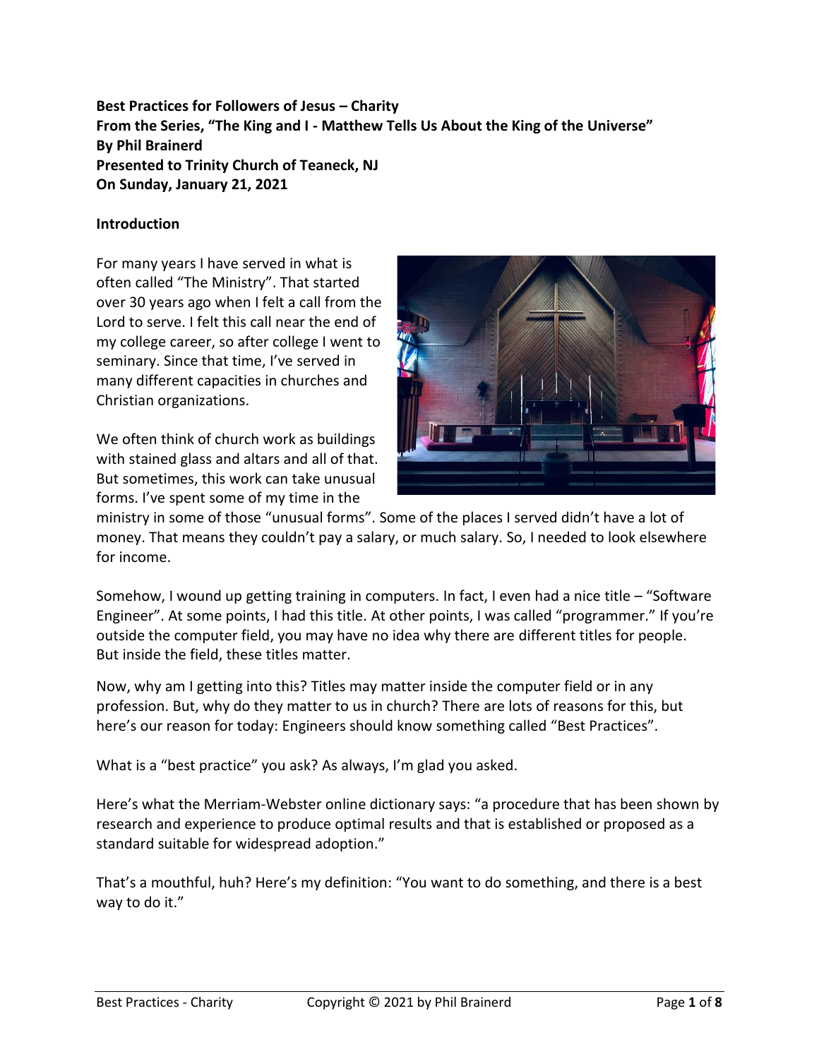**Best Practices for Followers of Jesus – Charity**
**From the Series, "The King and I - Matthew Tells Us About the King of the Universe"**
**By Phil Brainerd**
**Presented to Trinity Church of Teaneck, NJ**
**On Sunday, January 21, 2021**

### Introduction

For many years I have served in what is often called "The Ministry". That started over 30 years ago when I felt a call from the Lord to serve. I felt this call near the end of my college career, so after college I went to seminary. Since that time, I've served in many different capacities in churches and Christian organizations.

We often think of church work as buildings with stained glass and altars and all of that. But sometimes, this work can take unusual forms. I've spent some of my time in the ministry in some of those "unusual forms". Some of the places I served didn't have a lot of money. That means they couldn't pay a salary, or much salary. So, I needed to look elsewhere for income.

Somehow, I wound up getting training in computers. In fact, I even had a nice title – "Software Engineer". At some points, I had this title. At other points, I was called "programmer." If you're outside the computer field, you may have no idea why there are different titles for people. But inside the field, these titles matter.

Now, why am I getting into this? Titles may matter inside the computer field or in any profession. But, why do they matter to us in church? There are lots of reasons for this, but here's our reason for today: Engineers should know something called "Best Practices".

What is a "best practice" you ask? As always, I'm glad you asked.

Here's what the Merriam-Webster online dictionary says: "a procedure that has been shown by research and experience to produce optimal results and that is established or proposed as a standard suitable for widespread adoption."

That's a mouthful, huh? Here's my definition: "You want to do something, and there is a best way to do it."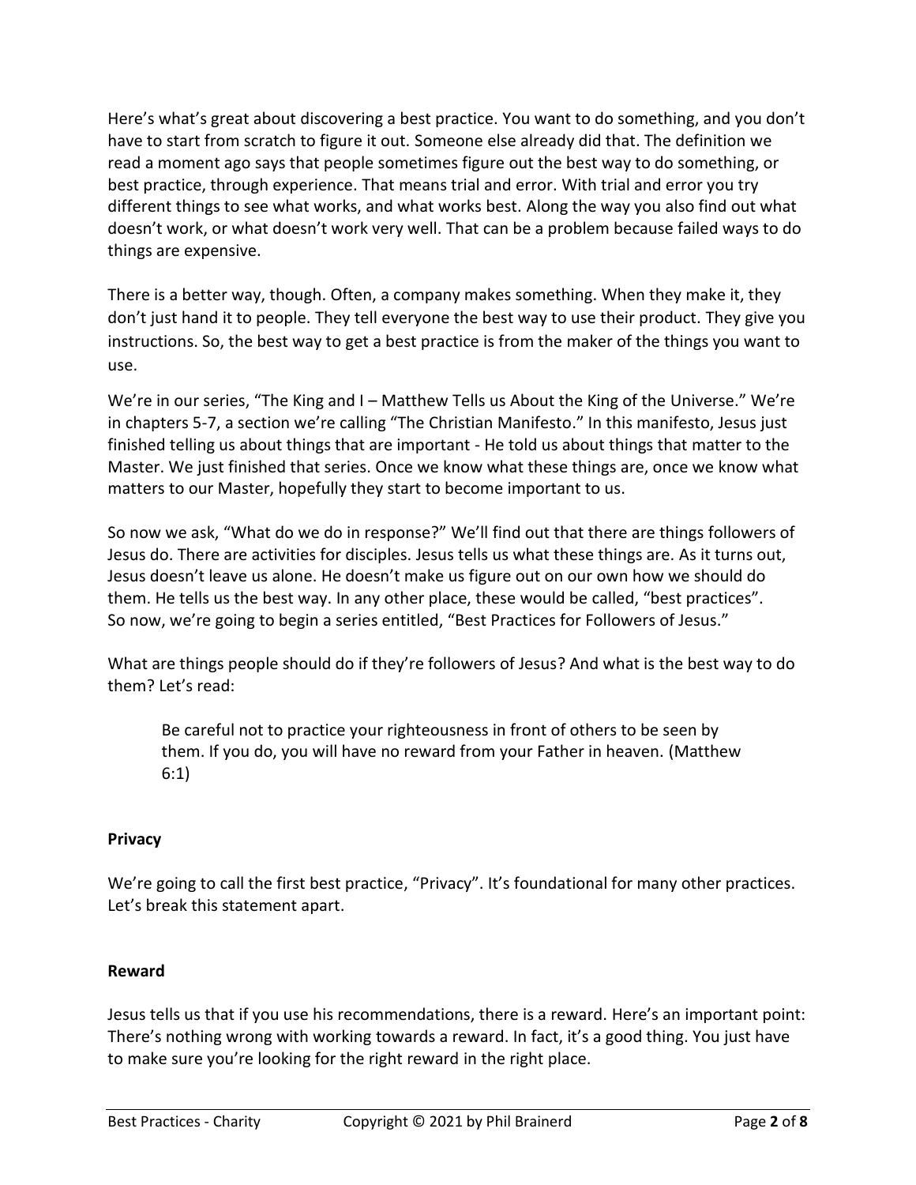Here's what's great about discovering a best practice. You want to do something, and you don't have to start from scratch to figure it out. Someone else already did that. The definition we read a moment ago says that people sometimes figure out the best way to do something, or best practice, through experience. That means trial and error. With trial and error you try different things to see what works, and what works best. Along the way you also find out what doesn't work, or what doesn't work very well. That can be a problem because failed ways to do things are expensive.

There is a better way, though. Often, a company makes something. When they make it, they don't just hand it to people. They tell everyone the best way to use their product. They give you instructions. So, the best way to get a best practice is from the maker of the things you want to use.

We're in our series, "The King and I – Matthew Tells us About the King of the Universe." We're in chapters 5-7, a section we're calling "The Christian Manifesto." In this manifesto, Jesus just finished telling us about things that are important - He told us about things that matter to the Master. We just finished that series. Once we know what these things are, once we know what matters to our Master, hopefully they start to become important to us.

So now we ask, "What do we do in response?" We'll find out that there are things followers of Jesus do. There are activities for disciples. Jesus tells us what these things are. As it turns out, Jesus doesn't leave us alone. He doesn't make us figure out on our own how we should do them. He tells us the best way. In any other place, these would be called, "best practices". So now, we're going to begin a series entitled, "Best Practices for Followers of Jesus."

What are things people should do if they're followers of Jesus? And what is the best way to do them? Let's read:

> Be careful not to practice your righteousness in front of others to be seen by them. If you do, you will have no reward from your Father in heaven. (Matthew 6:1)

**Privacy**

We're going to call the first best practice, "Privacy". It's foundational for many other practices. Let's break this statement apart.

**Reward**

Jesus tells us that if you use his recommendations, there is a reward. Here's an important point: There's nothing wrong with working towards a reward. In fact, it's a good thing. You just have to make sure you're looking for the right reward in the right place.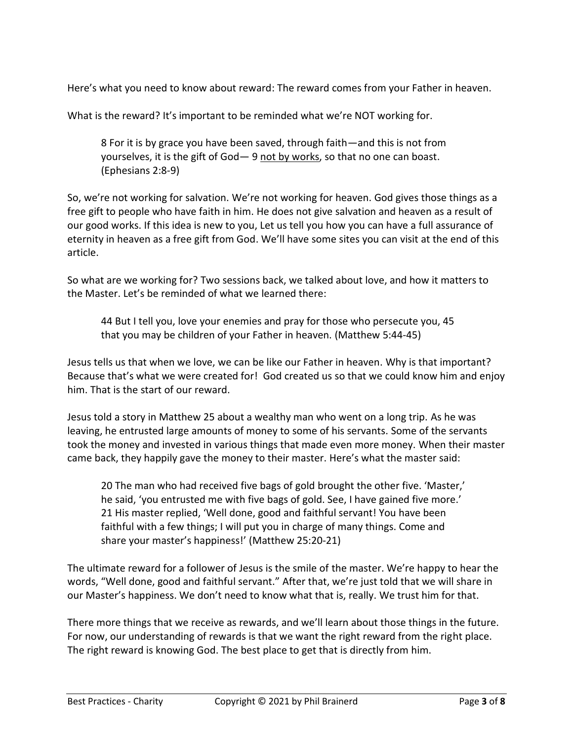Here's what you need to know about reward: The reward comes from your Father in heaven.

What is the reward? It's important to be reminded what we're NOT working for.

> 8 For it is by grace you have been saved, through faith—and this is not from yourselves, it is the gift of God— 9 <u>not by works</u>, so that no one can boast. (Ephesians 2:8-9)

So, we're not working for salvation. We're not working for heaven. God gives those things as a free gift to people who have faith in him. He does not give salvation and heaven as a result of our good works. If this idea is new to you, Let us tell you how you can have a full assurance of eternity in heaven as a free gift from God. We'll have some sites you can visit at the end of this article.

So what are we working for? Two sessions back, we talked about love, and how it matters to the Master. Let's be reminded of what we learned there:

> 44 But I tell you, love your enemies and pray for those who persecute you, 45 that you may be children of your Father in heaven. (Matthew 5:44-45)

Jesus tells us that when we love, we can be like our Father in heaven. Why is that important? Because that's what we were created for! God created us so that we could know him and enjoy him. That is the start of our reward.

Jesus told a story in Matthew 25 about a wealthy man who went on a long trip. As he was leaving, he entrusted large amounts of money to some of his servants. Some of the servants took the money and invested in various things that made even more money. When their master came back, they happily gave the money to their master. Here's what the master said:

> 20 The man who had received five bags of gold brought the other five. 'Master,' he said, 'you entrusted me with five bags of gold. See, I have gained five more.' 21 His master replied, 'Well done, good and faithful servant! You have been faithful with a few things; I will put you in charge of many things. Come and share your master's happiness!' (Matthew 25:20-21)

The ultimate reward for a follower of Jesus is the smile of the master. We're happy to hear the words, "Well done, good and faithful servant." After that, we're just told that we will share in our Master's happiness. We don't need to know what that is, really. We trust him for that.

There more things that we receive as rewards, and we'll learn about those things in the future. For now, our understanding of rewards is that we want the right reward from the right place. The right reward is knowing God. The best place to get that is directly from him.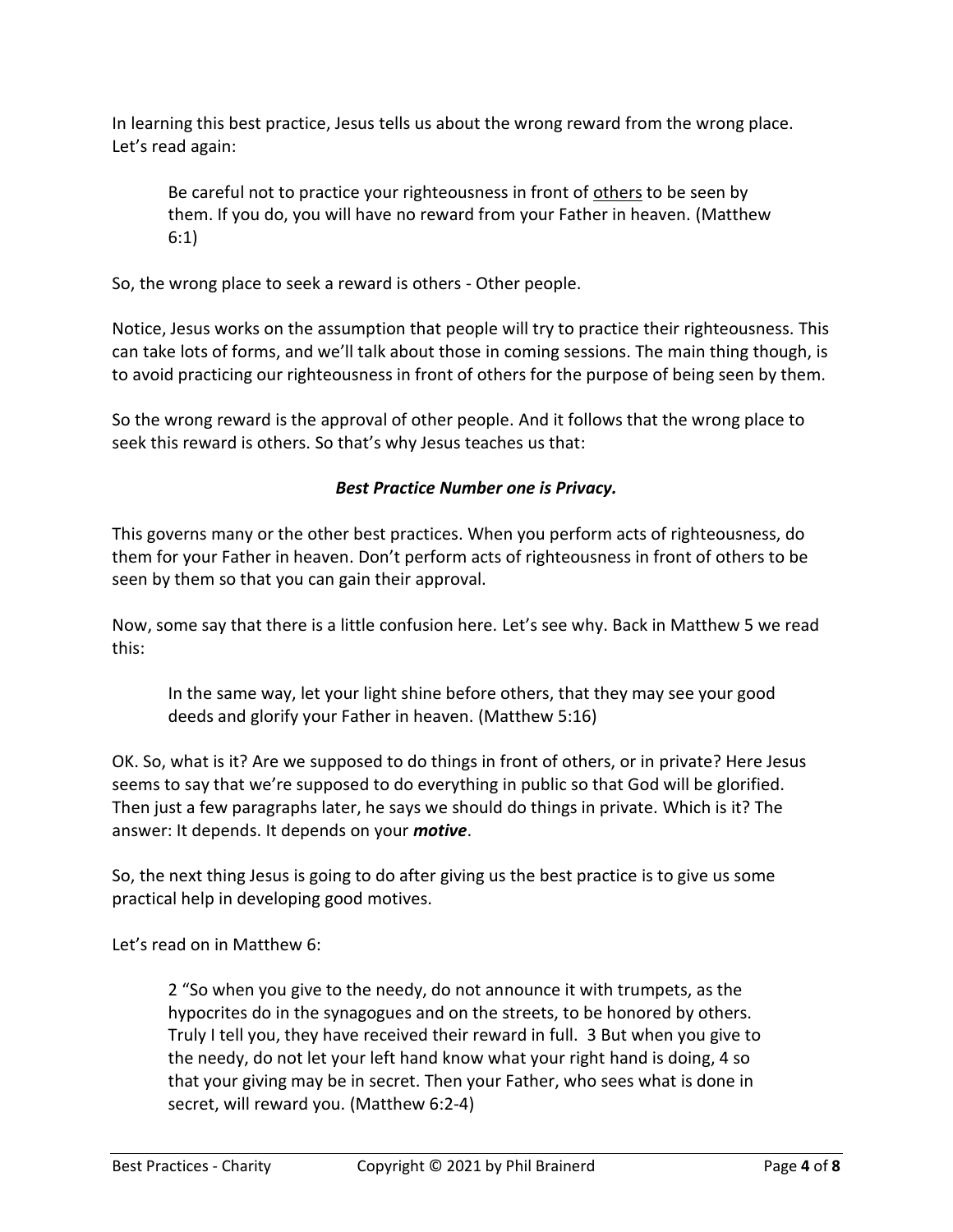In learning this best practice, Jesus tells us about the wrong reward from the wrong place. Let's read again:

> Be careful not to practice your righteousness in front of <u>others</u> to be seen by them. If you do, you will have no reward from your Father in heaven. (Matthew 6:1)

So, the wrong place to seek a reward is others - Other people.

Notice, Jesus works on the assumption that people will try to practice their righteousness. This can take lots of forms, and we'll talk about those in coming sessions. The main thing though, is to avoid practicing our righteousness in front of others for the purpose of being seen by them.

So the wrong reward is the approval of other people. And it follows that the wrong place to seek this reward is others. So that's why Jesus teaches us that:

***Best Practice Number one is Privacy.***

This governs many or the other best practices. When you perform acts of righteousness, do them for your Father in heaven. Don't perform acts of righteousness in front of others to be seen by them so that you can gain their approval.

Now, some say that there is a little confusion here. Let's see why. Back in Matthew 5 we read this:

> In the same way, let your light shine before others, that they may see your good deeds and glorify your Father in heaven. (Matthew 5:16)

OK. So, what is it? Are we supposed to do things in front of others, or in private? Here Jesus seems to say that we're supposed to do everything in public so that God will be glorified. Then just a few paragraphs later, he says we should do things in private. Which is it? The answer: It depends. It depends on your ***motive***.

So, the next thing Jesus is going to do after giving us the best practice is to give us some practical help in developing good motives.

Let's read on in Matthew 6:

> 2 "So when you give to the needy, do not announce it with trumpets, as the hypocrites do in the synagogues and on the streets, to be honored by others. Truly I tell you, they have received their reward in full. 3 But when you give to the needy, do not let your left hand know what your right hand is doing, 4 so that your giving may be in secret. Then your Father, who sees what is done in secret, will reward you. (Matthew 6:2-4)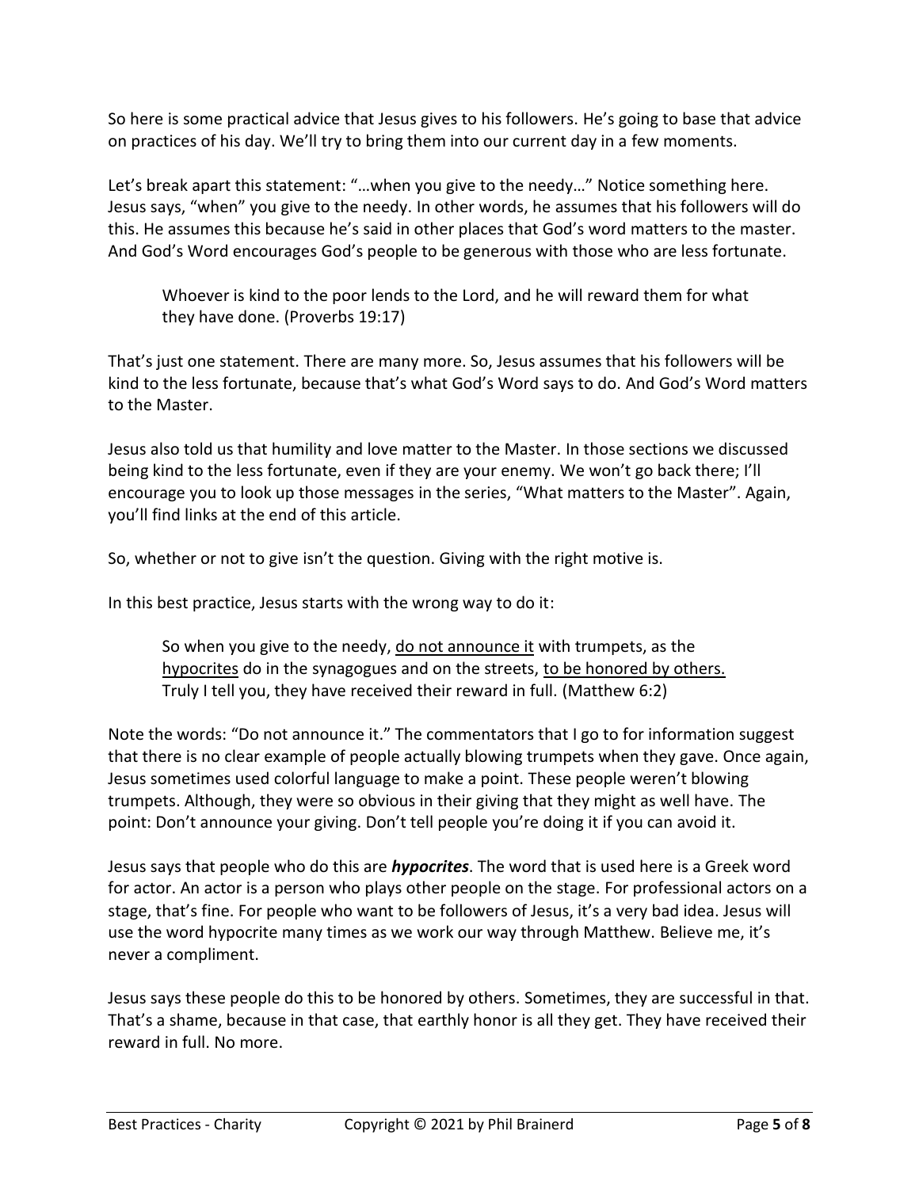So here is some practical advice that Jesus gives to his followers. He's going to base that advice on practices of his day. We'll try to bring them into our current day in a few moments.

Let's break apart this statement: "…when you give to the needy…" Notice something here. Jesus says, "when" you give to the needy. In other words, he assumes that his followers will do this. He assumes this because he's said in other places that God's word matters to the master. And God's Word encourages God's people to be generous with those who are less fortunate.

> Whoever is kind to the poor lends to the Lord, and he will reward them for what they have done. (Proverbs 19:17)

That's just one statement. There are many more. So, Jesus assumes that his followers will be kind to the less fortunate, because that's what God's Word says to do. And God's Word matters to the Master.

Jesus also told us that humility and love matter to the Master. In those sections we discussed being kind to the less fortunate, even if they are your enemy. We won't go back there; I'll encourage you to look up those messages in the series, "What matters to the Master". Again, you'll find links at the end of this article.

So, whether or not to give isn't the question. Giving with the right motive is.

In this best practice, Jesus starts with the wrong way to do it:

> So when you give to the needy, <u>do not announce it</u> with trumpets, as the <u>hypocrites</u> do in the synagogues and on the streets, <u>to be honored by others.</u> Truly I tell you, they have received their reward in full. (Matthew 6:2)

Note the words: "Do not announce it." The commentators that I go to for information suggest that there is no clear example of people actually blowing trumpets when they gave. Once again, Jesus sometimes used colorful language to make a point. These people weren't blowing trumpets. Although, they were so obvious in their giving that they might as well have. The point: Don't announce your giving. Don't tell people you're doing it if you can avoid it.

Jesus says that people who do this are ***hypocrites***. The word that is used here is a Greek word for actor. An actor is a person who plays other people on the stage. For professional actors on a stage, that's fine. For people who want to be followers of Jesus, it's a very bad idea. Jesus will use the word hypocrite many times as we work our way through Matthew. Believe me, it's never a compliment.

Jesus says these people do this to be honored by others. Sometimes, they are successful in that. That's a shame, because in that case, that earthly honor is all they get. They have received their reward in full. No more.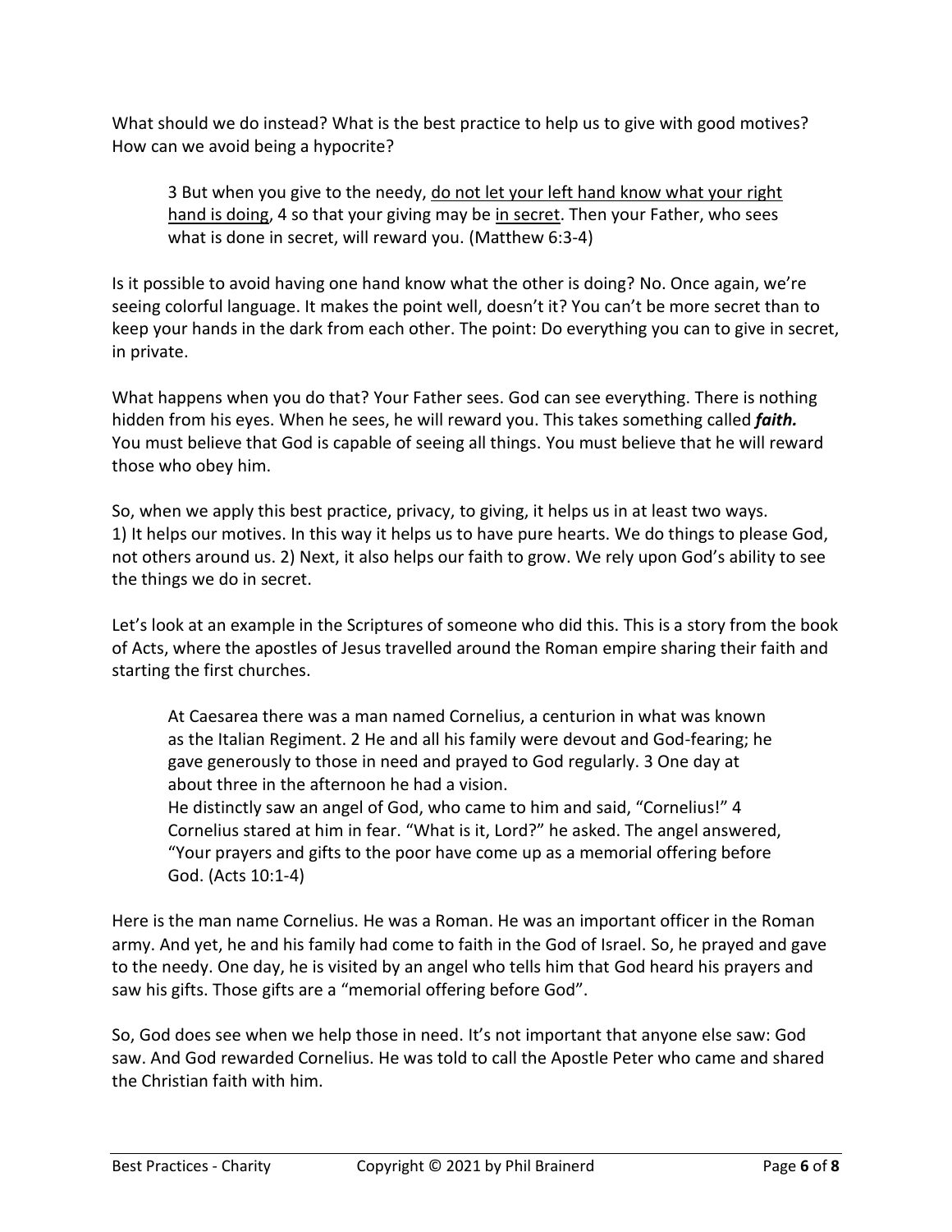What should we do instead? What is the best practice to help us to give with good motives? How can we avoid being a hypocrite?

> 3 But when you give to the needy, <u>do not let your left hand know what your right hand is doing</u>, 4 so that your giving may be <u>in secret</u>. Then your Father, who sees what is done in secret, will reward you. (Matthew 6:3-4)

Is it possible to avoid having one hand know what the other is doing? No. Once again, we're seeing colorful language. It makes the point well, doesn't it? You can't be more secret than to keep your hands in the dark from each other. The point: Do everything you can to give in secret, in private.

What happens when you do that? Your Father sees. God can see everything. There is nothing hidden from his eyes. When he sees, he will reward you. This takes something called ***faith.*** You must believe that God is capable of seeing all things. You must believe that he will reward those who obey him.

So, when we apply this best practice, privacy, to giving, it helps us in at least two ways. 1) It helps our motives. In this way it helps us to have pure hearts. We do things to please God, not others around us. 2) Next, it also helps our faith to grow. We rely upon God's ability to see the things we do in secret.

Let's look at an example in the Scriptures of someone who did this. This is a story from the book of Acts, where the apostles of Jesus travelled around the Roman empire sharing their faith and starting the first churches.

> At Caesarea there was a man named Cornelius, a centurion in what was known as the Italian Regiment. 2 He and all his family were devout and God-fearing; he gave generously to those in need and prayed to God regularly. 3 One day at about three in the afternoon he had a vision.
> He distinctly saw an angel of God, who came to him and said, "Cornelius!" 4 Cornelius stared at him in fear. "What is it, Lord?" he asked. The angel answered, "Your prayers and gifts to the poor have come up as a memorial offering before God. (Acts 10:1-4)

Here is the man name Cornelius. He was a Roman. He was an important officer in the Roman army. And yet, he and his family had come to faith in the God of Israel. So, he prayed and gave to the needy. One day, he is visited by an angel who tells him that God heard his prayers and saw his gifts. Those gifts are a "memorial offering before God".

So, God does see when we help those in need. It's not important that anyone else saw: God saw. And God rewarded Cornelius. He was told to call the Apostle Peter who came and shared the Christian faith with him.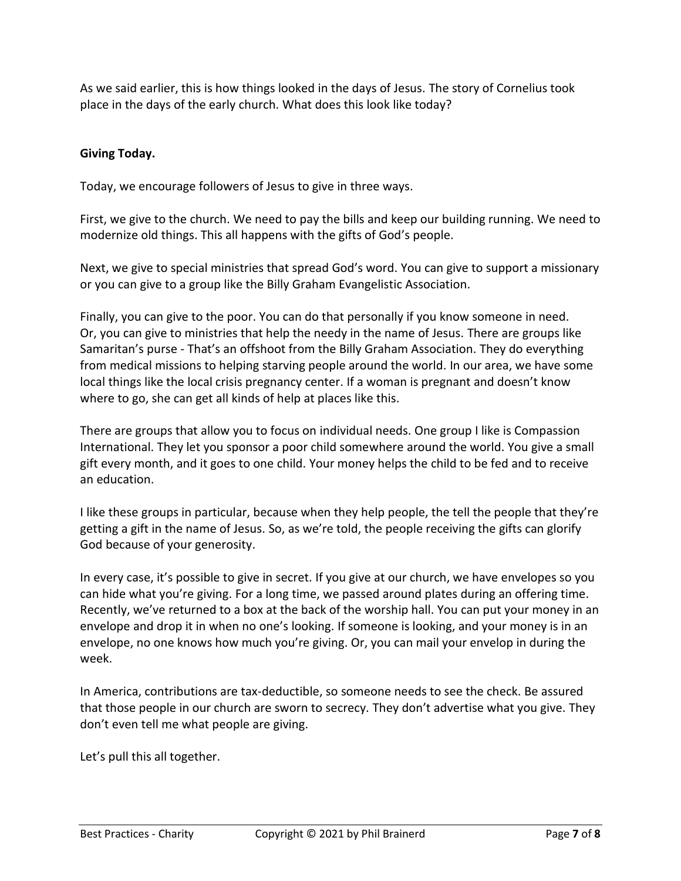As we said earlier, this is how things looked in the days of Jesus. The story of Cornelius took place in the days of the early church. What does this look like today?

**Giving Today.**

Today, we encourage followers of Jesus to give in three ways.

First, we give to the church. We need to pay the bills and keep our building running. We need to modernize old things. This all happens with the gifts of God's people.

Next, we give to special ministries that spread God's word. You can give to support a missionary or you can give to a group like the Billy Graham Evangelistic Association.

Finally, you can give to the poor. You can do that personally if you know someone in need. Or, you can give to ministries that help the needy in the name of Jesus. There are groups like Samaritan's purse - That's an offshoot from the Billy Graham Association. They do everything from medical missions to helping starving people around the world. In our area, we have some local things like the local crisis pregnancy center. If a woman is pregnant and doesn't know where to go, she can get all kinds of help at places like this.

There are groups that allow you to focus on individual needs. One group I like is Compassion International. They let you sponsor a poor child somewhere around the world. You give a small gift every month, and it goes to one child. Your money helps the child to be fed and to receive an education.

I like these groups in particular, because when they help people, the tell the people that they're getting a gift in the name of Jesus. So, as we're told, the people receiving the gifts can glorify God because of your generosity.

In every case, it's possible to give in secret. If you give at our church, we have envelopes so you can hide what you're giving. For a long time, we passed around plates during an offering time. Recently, we've returned to a box at the back of the worship hall. You can put your money in an envelope and drop it in when no one's looking. If someone is looking, and your money is in an envelope, no one knows how much you're giving. Or, you can mail your envelop in during the week.

In America, contributions are tax-deductible, so someone needs to see the check. Be assured that those people in our church are sworn to secrecy. They don't advertise what you give. They don't even tell me what people are giving.

Let's pull this all together.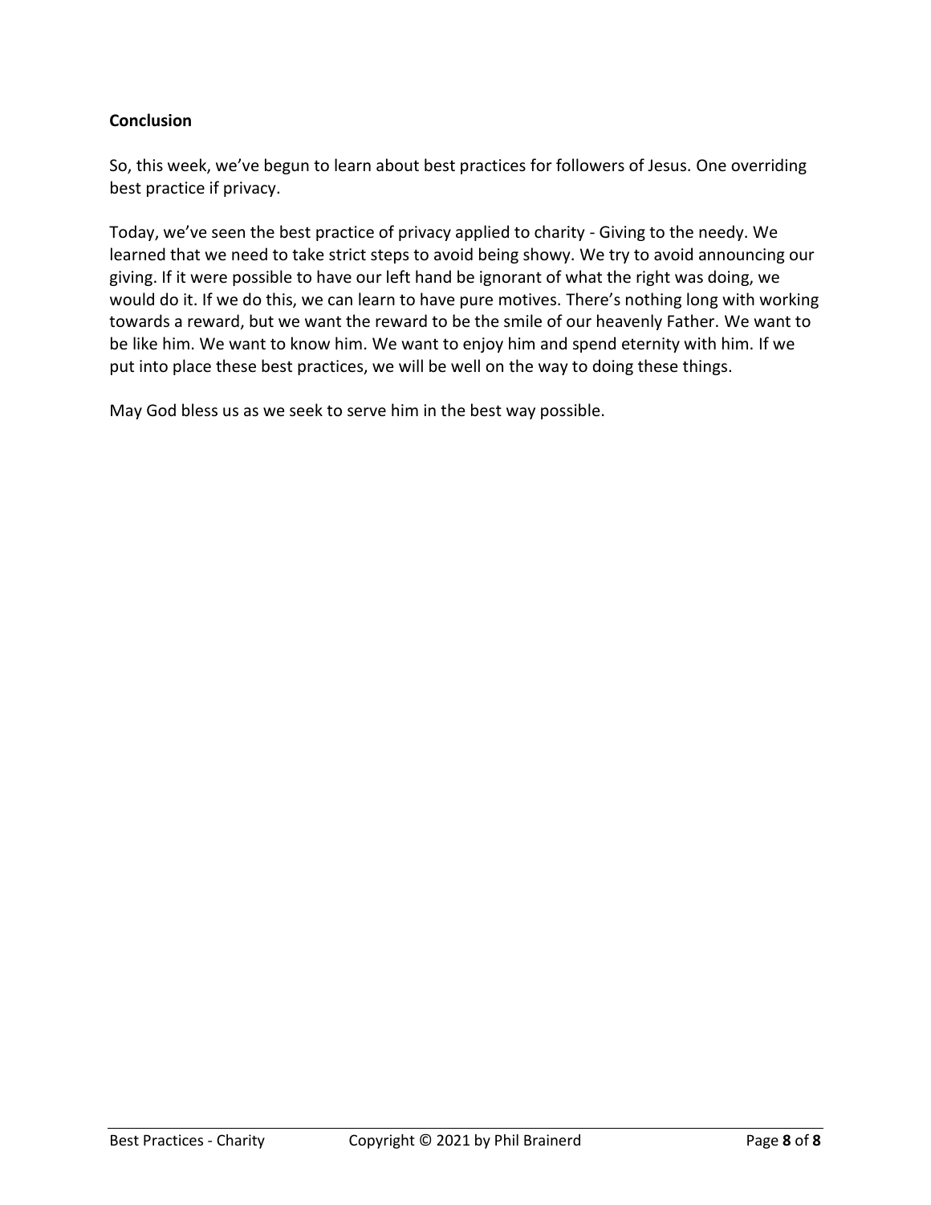**Conclusion**

So, this week, we've begun to learn about best practices for followers of Jesus. One overriding best practice if privacy.

Today, we've seen the best practice of privacy applied to charity - Giving to the needy. We learned that we need to take strict steps to avoid being showy. We try to avoid announcing our giving. If it were possible to have our left hand be ignorant of what the right was doing, we would do it. If we do this, we can learn to have pure motives. There's nothing long with working towards a reward, but we want the reward to be the smile of our heavenly Father. We want to be like him. We want to know him. We want to enjoy him and spend eternity with him. If we put into place these best practices, we will be well on the way to doing these things.

May God bless us as we seek to serve him in the best way possible.